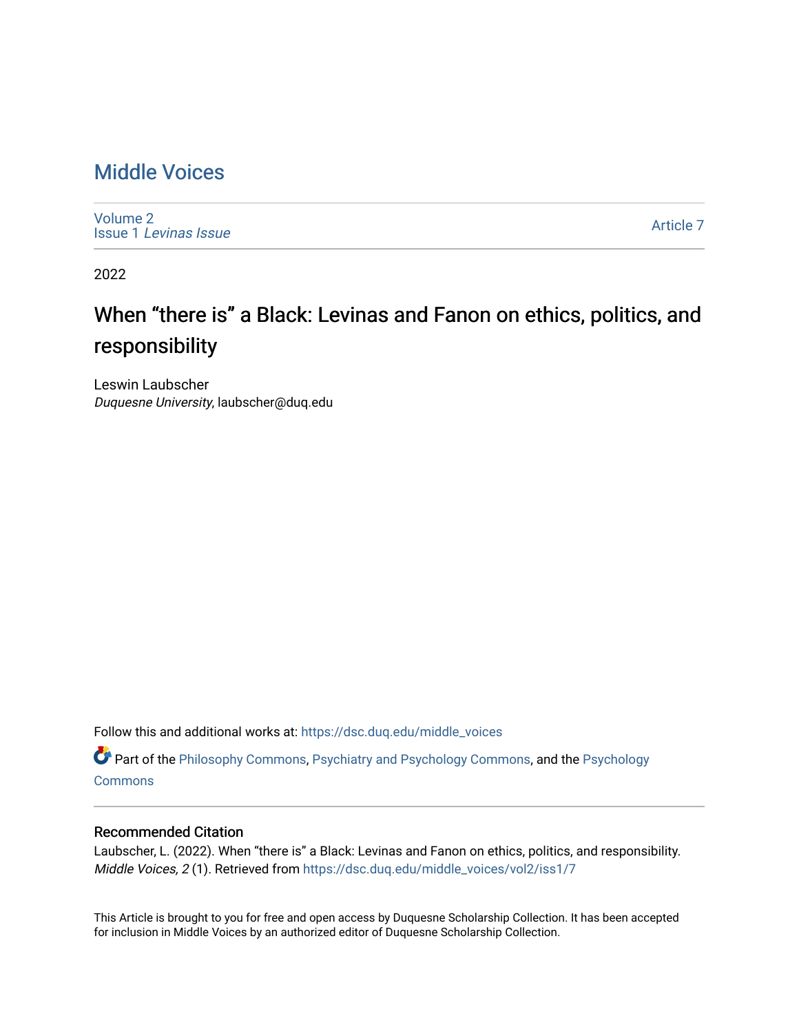# Middle Voices

Volume 2
Issue 1 *Levinas Issue*

Article 7

2022

## When "there is" a Black: Levinas and Fanon on ethics, politics, and responsibility

Leswin Laubscher
*Duquesne University*, laubscher@duq.edu

Follow this and additional works at: https://dsc.duq.edu/middle_voices

Part of the Philosophy Commons, Psychiatry and Psychology Commons, and the Psychology Commons

### Recommended Citation

Laubscher, L. (2022). When "there is" a Black: Levinas and Fanon on ethics, politics, and responsibility. *Middle Voices, 2* (1). Retrieved from https://dsc.duq.edu/middle_voices/vol2/iss1/7

This Article is brought to you for free and open access by Duquesne Scholarship Collection. It has been accepted for inclusion in Middle Voices by an authorized editor of Duquesne Scholarship Collection.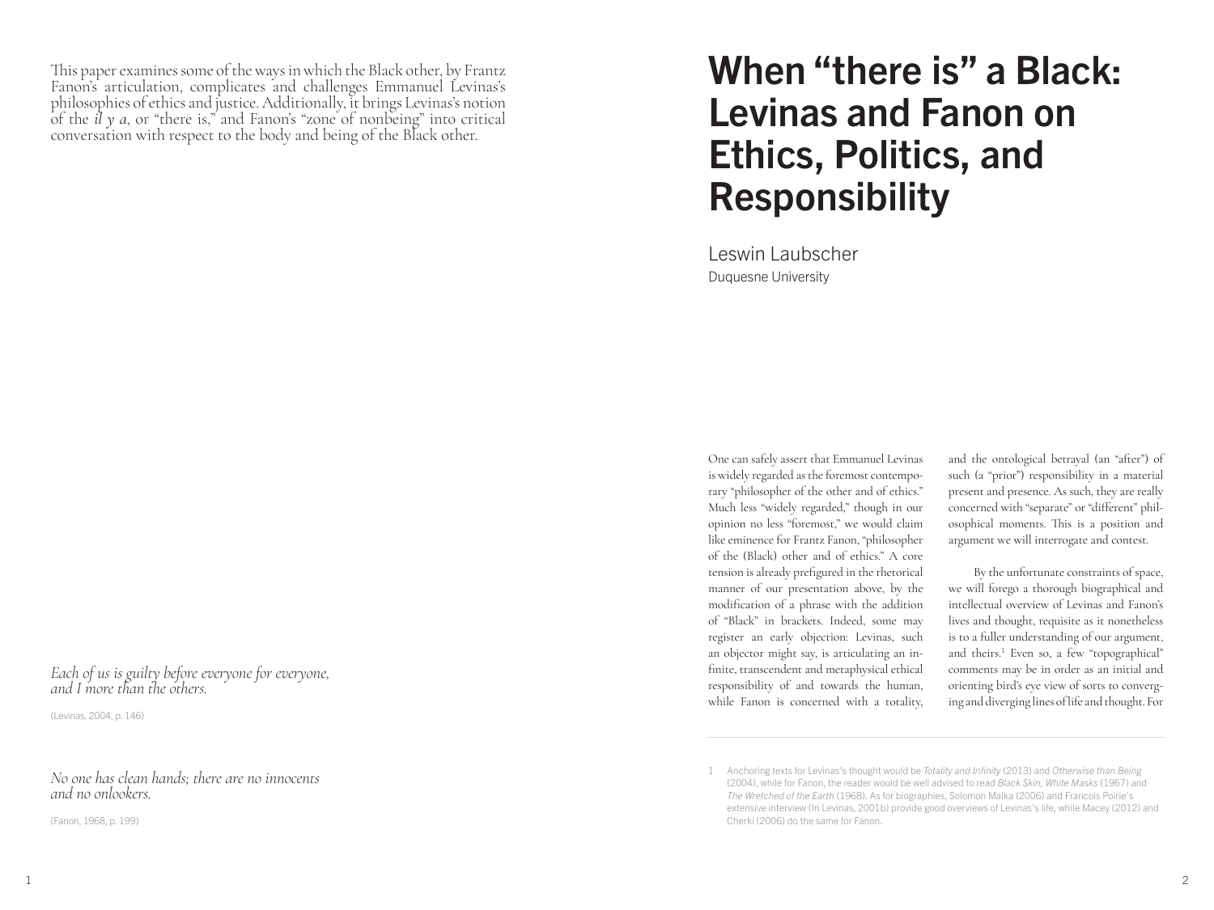# When "there is" a Black: Levinas and Fanon on Ethics, Politics, and Responsibility

Leswin Laubscher
Duquesne University

This paper examines some of the ways in which the Black other, by Frantz Fanon's articulation, complicates and challenges Emmanuel Levinas's philosophies of ethics and justice. Additionally, it brings Levinas's notion of the *il y a*, or "there is," and Fanon's "zone of nonbeing" into critical conversation with respect to the body and being of the Black other.

*Each of us is guilty before everyone for everyone, and I more than the others.*

(Levinas, 2004, p. 146)

*No one has clean hands; there are no innocents and no onlookers.*

(Fanon, 1968, p. 199)

One can safely assert that Emmanuel Levinas is widely regarded as the foremost contemporary "philosopher of the other and of ethics." Much less "widely regarded," though in our opinion no less "foremost," we would claim like eminence for Frantz Fanon, "philosopher of the (Black) other and of ethics." A core tension is already prefigured in the rhetorical manner of our presentation above, by the modification of a phrase with the addition of "Black" in brackets. Indeed, some may register an early objection: Levinas, such an objector might say, is articulating an infinite, transcendent and metaphysical ethical responsibility of and towards the human, while Fanon is concerned with a totality, and the ontological betrayal (an "after") of such (a "prior") responsibility in a material present and presence. As such, they are really concerned with "separate" or "different" philosophical moments. This is a position and argument we will interrogate and contest.

By the unfortunate constraints of space, we will forego a thorough biographical and intellectual overview of Levinas and Fanon's lives and thought, requisite as it nonetheless is to a fuller understanding of our argument, and theirs.[1] Even so, a few "topographical" comments may be in order as an initial and orienting bird's eye view of sorts to converging and diverging lines of life and thought. For

1 Anchoring texts for Levinas's thought would be *Totality and Infinity* (2013) and *Otherwise than Being* (2004), while for Fanon, the reader would be well advised to read *Black Skin, White Masks* (1967) and *The Wretched of the Earth* (1968). As for biographies, Solomon Malka (2006) and Francois Poirie's extensive interview (In Levinas, 2001b) provide good overviews of Levinas's life, while Macey (2012) and Cherki (2006) do the same for Fanon.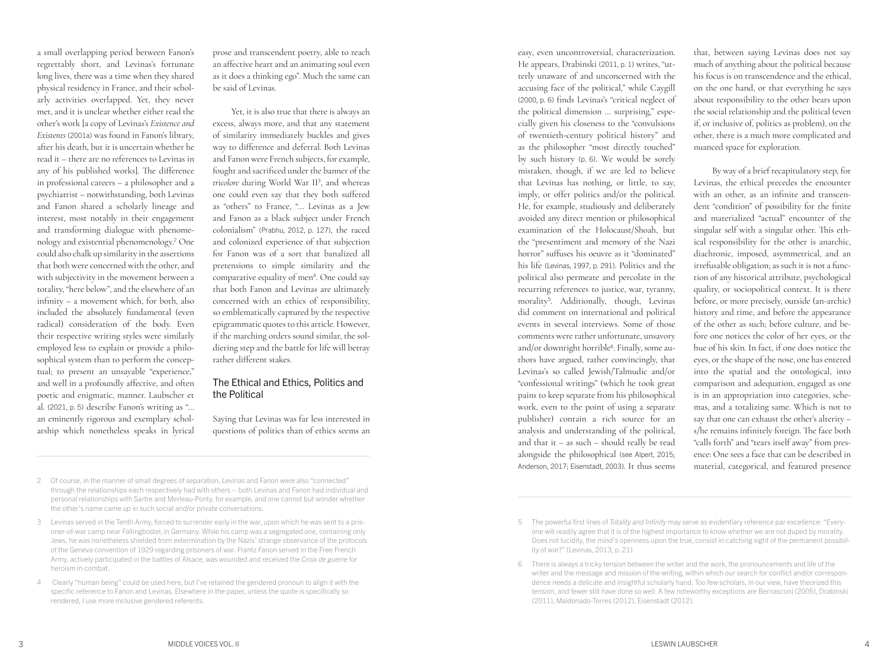a small overlapping period between Fanon's regrettably short, and Levinas's fortunate long lives, there was a time when they shared physical residency in France, and their scholarly activities overlapped. Yet, they never met, and it is unclear whether either read the other's work [a copy of Levinas's *Existence and Existents* (2001a) was found in Fanon's library, after his death, but it is uncertain whether he read it – there are no references to Levinas in any of his published works]. The difference in professional careers – a philosopher and a psychiatrist – notwithstanding, both Levinas and Fanon shared a scholarly lineage and interest, most notably in their engagement and transforming dialogue with phenomenology and existential phenomenology.[2] One could also chalk up similarity in the assertions that both were concerned with the other, and with subjectivity in the movement between a totality, "here below", and the elsewhere of an infinity – a movement which, for both, also included the absolutely fundamental (even radical) consideration of the body. Even their respective writing styles were similarly employed less to explain or provide a philosophical system than to perform the conceptual; to present an unsayable "experience," and well in a profoundly affective, and often poetic and enigmatic, manner. Laubscher et al. (2021, p. 5) describe Fanon's writing as "… an eminently rigorous and exemplary scholarship which nonetheless speaks in lyrical prose and transcendent poetry, able to reach an affective heart and an animating soul even as it does a thinking ego". Much the same can be said of Levinas.

Yet, it is also true that there is always an excess, always more, and that any statement of similarity immediately buckles and gives way to difference and deferral. Both Levinas and Fanon were French subjects, for example, fought and sacrificed under the banner of the *tricolore* during World War II[3], and whereas one could even say that they both suffered as "others" to France, "… Levinas as a Jew and Fanon as a black subject under French colonialism" (Prabhu, 2012, p. 127), the raced and colonized experience of that subjection for Fanon was of a sort that banalized all pretensions to simple similarity and the comparative equality of men[4]. One could say that both Fanon and Levinas are ultimately concerned with an ethics of responsibility, so emblematically captured by the respective epigrammatic quotes to this article. However, if the marching orders sound similar, the soldiering step and the battle for life will betray rather different stakes.

## The Ethical and Ethics, Politics and the Political

Saying that Levinas was far less interested in questions of politics than of ethics seems an easy, even uncontroversial, characterization. He appears, Drabinski (2011, p. 1) writes, "utterly unaware of and unconcerned with the accusing face of the political," while Caygill (2000, p. 6) finds Levinas's "critical neglect of the political dimension … surprising," especially given his closeness to the "convulsions of twentieth-century political history" and as the philosopher "most directly touched" by such history (p. 6). We would be sorely mistaken, though, if we are led to believe that Levinas has nothing, or little, to say, imply, or offer politics and/or the political. He, for example, studiously and deliberately avoided any direct mention or philosophical examination of the Holocaust/Shoah, but the "presentiment and memory of the Nazi horror" suffuses his oeuvre as it "dominated" his life (Levinas, 1997, p. 291). Politics and the political also permeate and percolate in the recurring references to justice, war, tyranny, morality[5]. Additionally, though, Levinas did comment on international and political events in several interviews. Some of those comments were rather unfortunate, unsavory and/or downright horrible[6]. Finally, some authors have argued, rather convincingly, that Levinas's so called Jewish/Talmudic and/or "confessional writings" (which he took great pains to keep separate from his philosophical work, even to the point of using a separate publisher) contain a rich source for an analysis and understanding of the political, and that it – as such – should really be read alongside the philosophical (see Alpert, 2015; Anderson, 2017; Eisenstadt, 2003). It thus seems that, between saying Levinas does not say much of anything about the political because his focus is on transcendence and the ethical, on the one hand, or that everything he says about responsibility to the other bears upon the social relationship and the political (even if, or inclusive of, politics as problem), on the other, there is a much more complicated and nuanced space for exploration.

By way of a brief recapitulatory step, for Levinas, the ethical precedes the encounter with an other, as an infinite and transcendent "condition" of possibility for the finite and materialized "actual" encounter of the singular self with a singular other. This ethical responsibility for the other is anarchic, diachronic, imposed, asymmetrical, and an irrefusable obligation; as such it is not a function of any historical attribute, psychological quality, or sociopolitical context. It is there before, or more precisely, outside (an-archic) history and time, and before the appearance of the other as such; before culture, and before one notices the color of her eyes, or the hue of his skin. In fact, if one does notice the eyes, or the shape of the nose, one has entered into the spatial and the ontological, into comparison and adequation, engaged as one is in an appropriation into categories, schemas, and a totalizing same. Which is not to say that one can exhaust the other's alterity – s/he remains infinitely foreign. The face both "calls forth" and "tears itself away" from presence: One sees a face that can be described in material, categorical, and featured presence

---

2 Of course, in the manner of small degrees of separation, Levinas and Fanon were also "connected" through the relationships each respectively had with others – both Levinas and Fanon had individual and personal relationships with Sartre and Merleau-Ponty, for example, and one cannot but wonder whether the other's name came up in such social and/or private conversations.

3 Levinas served in the Tenth Army, forced to surrender early in the war, upon which he was sent to a prisoner-of-war camp near Fallingbostel, in Germany. While his camp was a segregated one, containing only Jews, he was nonetheless shielded from extermination by the Nazis' strange observance of the protocols of the Geneva convention of 1929 regarding prisoners of war. Frantz Fanon served in the Free French Army, actively participated in the battles of Alsace, was wounded and received the *Croix de guerre* for heroism in combat.

4 Clearly "human being" could be used here, but I've retained the gendered pronoun to align it with the specific reference to Fanon and Levinas. Elsewhere in the paper, unless the quote is specifically so rendered, I use more inclusive gendered referents.

5 The powerful first lines of *Totality and Infinity* may serve as evidentiary reference par excellence: "Everyone will readily agree that it is of the highest importance to know whether we are not duped by morality. Does not lucidity, the mind's openness upon the true, consist in catching sight of the permanent possibility of war?" (Levinas, 2013, p. 21).

6 There is always a tricky tension between the writer and the work, the pronouncements and life of the writer and the message and mission of the writing, within which our search for conflict and/or correspondence needs a delicate and insightful scholarly hand. Too few scholars, in our view, have theorized this tension, and fewer still have done so well. A few noteworthy exceptions are Bernasconi (2005), Drabinski (2011), Maldonado-Torres (2012), Eisenstadt (2012).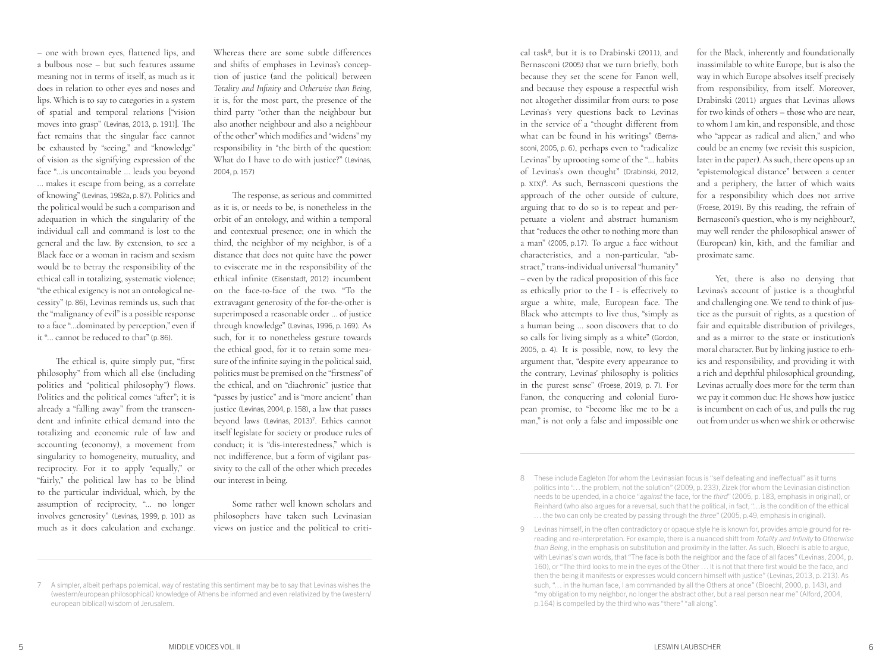– one with brown eyes, flattened lips, and a bulbous nose – but such features assume meaning not in terms of itself, as much as it does in relation to other eyes and noses and lips. Which is to say to categories in a system of spatial and temporal relations ["vision moves into grasp" (Levinas, 2013, p. 191)]. The fact remains that the singular face cannot be exhausted by "seeing," and "knowledge" of vision as the signifying expression of the face "...is uncontainable ... leads you beyond ... makes it escape from being, as a correlate of knowing" (Levinas, 1982a, p. 87). Politics and the political would be such a comparison and adequation in which the singularity of the individual call and command is lost to the general and the law. By extension, to see a Black face or a woman in racism and sexism would be to betray the responsibility of the ethical call in totalizing, systematic violence; "the ethical exigency is not an ontological necessity" (p. 86), Levinas reminds us, such that the "malignancy of evil" is a possible response to a face "...dominated by perception," even if it "... cannot be reduced to that" (p. 86).

The ethical is, quite simply put, "first philosophy" from which all else (including politics and "political philosophy") flows. Politics and the political comes "after"; it is already a "falling away" from the transcendent and infinite ethical demand into the totalizing and economic rule of law and accounting (economy), a movement from singularity to homogeneity, mutuality, and reciprocity. For it to apply "equally," or "fairly," the political law has to be blind to the particular individual, which, by the assumption of reciprocity, "... no longer involves generosity" (Levinas, 1999, p. 101) as much as it does calculation and exchange. Whereas there are some subtle differences and shifts of emphases in Levinas's conception of justice (and the political) between *Totality and Infinity* and *Otherwise than Being*, it is, for the most part, the presence of the third party "other than the neighbour but also another neighbour and also a neighbour of the other" which modifies and "widens" my responsibility in "the birth of the question: What do I have to do with justice?" (Levinas, 2004, p. 157)

The response, as serious and committed as it is, or needs to be, is nonetheless in the orbit of an ontology, and within a temporal and contextual presence; one in which the third, the neighbor of my neighbor, is of a distance that does not quite have the power to eviscerate me in the responsibility of the ethical infinite (Eisenstadt, 2012) incumbent on the face-to-face of the two. "To the extravagant generosity of the for-the-other is superimposed a reasonable order ... of justice through knowledge" (Levinas, 1996, p. 169). As such, for it to nonetheless gesture towards the ethical good, for it to retain some measure of the infinite saying in the political said, politics must be premised on the "firstness" of the ethical, and on "diachronic" justice that "passes by justice" and is "more ancient" than justice (Levinas, 2004, p. 158), a law that passes beyond laws (Levinas, 2013)[7]. Ethics cannot itself legislate for society or produce rules of conduct; it is "dis-interestedness," which is not indifference, but a form of vigilant passivity to the call of the other which precedes our interest in being.

Some rather well known scholars and philosophers have taken such Levinasian views on justice and the political to critical task[8], but it is to Drabinski (2011), and Bernasconi (2005) that we turn briefly, both because they set the scene for Fanon well, and because they espouse a respectful wish not altogether dissimilar from ours: to pose Levinas's very questions back to Levinas in the service of a "thought different from what can be found in his writings" (Bernasconi, 2005, p. 6), perhaps even to "radicalize Levinas" by uprooting some of the "... habits of Levinas's own thought" (Drabinski, 2012, p. XIX)[9]. As such, Bernasconi questions the approach of the other outside of culture, arguing that to do so is to repeat and perpetuate a violent and abstract humanism that "reduces the other to nothing more than a man" (2005, p.17). To argue a face without characteristics, and a non-particular, "abstract," trans-individual universal "humanity" – even by the radical proposition of this face as ethically prior to the I - is effectively to argue a white, male, European face. The Black who attempts to live thus, "simply as a human being ... soon discovers that to do so calls for living simply as a white" (Gordon, 2005, p. 4). It is possible, now, to levy the argument that, "despite every appearance to the contrary, Levinas' philosophy is politics in the purest sense" (Froese, 2019, p. 7). For Fanon, the conquering and colonial European promise, to "become like me to be a man," is not only a false and impossible one for the Black, inherently and foundationally inassimilable to white Europe, but is also the way in which Europe absolves itself precisely from responsibility, from itself. Moreover, Drabinski (2011) argues that Levinas allows for two kinds of others – those who are near, to whom I am kin, and responsible, and those who "appear as radical and alien," and who could be an enemy (we revisit this suspicion, later in the paper). As such, there opens up an "epistemological distance" between a center and a periphery, the latter of which waits for a responsibility which does not arrive (Froese, 2019). By this reading, the refrain of Bernasconi's question, who is my neighbour?, may well render the philosophical answer of (European) kin, kith, and the familiar and proximate same.

Yet, there is also no denying that Levinas's account of justice is a thoughtful and challenging one. We tend to think of justice as the pursuit of rights, as a question of fair and equitable distribution of privileges, and as a mirror to the state or institution's moral character. But by linking justice to ethics and responsibility, and providing it with a rich and depthful philosophical grounding, Levinas actually does more for the term than we pay it common due: He shows how justice is incumbent on each of us, and pulls the rug out from under us when we shirk or otherwise

---

7 A simpler, albeit perhaps polemical, way of restating this sentiment may be to say that Levinas wishes the (western/european philosophical) knowledge of Athens be informed and even relativized by the (western/european biblical) wisdom of Jerusalem.

8 These include Eagleton (for whom the Levinasian focus is "self defeating and ineffectual" as it turns politics into "... the problem, not the solution" (2009, p. 233), Zizek (for whom the Levinasian distinction needs to be upended, in a choice "*against* the face, for the *third*" (2005, p. 183, emphasis in original), or Reinhard (who also argues for a reversal, such that the political, in fact, "...is the condition of the ethical ... the two can only be created by passing through the *three*" (2005, p.49, emphasis in original).

9 Levinas himself, in the often contradictory or opaque style he is known for, provides ample ground for re-reading and re-interpretation. For example, there is a nuanced shift from *Totality and Infinity* to *Otherwise than Being*, in the emphasis on substitution and proximity in the latter. As such, Bloechl is able to argue, with Levinas's own words, that "The face is both the neighbor and the face of all faces" (Levinas, 2004, p. 160), or "The third looks to me in the eyes of the Other ... It is not that there first would be the face, and then the being it manifests or expresses would concern himself with justice" (Levinas, 2013, p. 213). As such, "... in the human face, I am commanded by all the Others at once" (Bloechl, 2000, p. 143), and "my obligation to my neighbor, no longer the abstract other, but a real person near me" (Alford, 2004, p.164) is compelled by the third who was "there" "all along".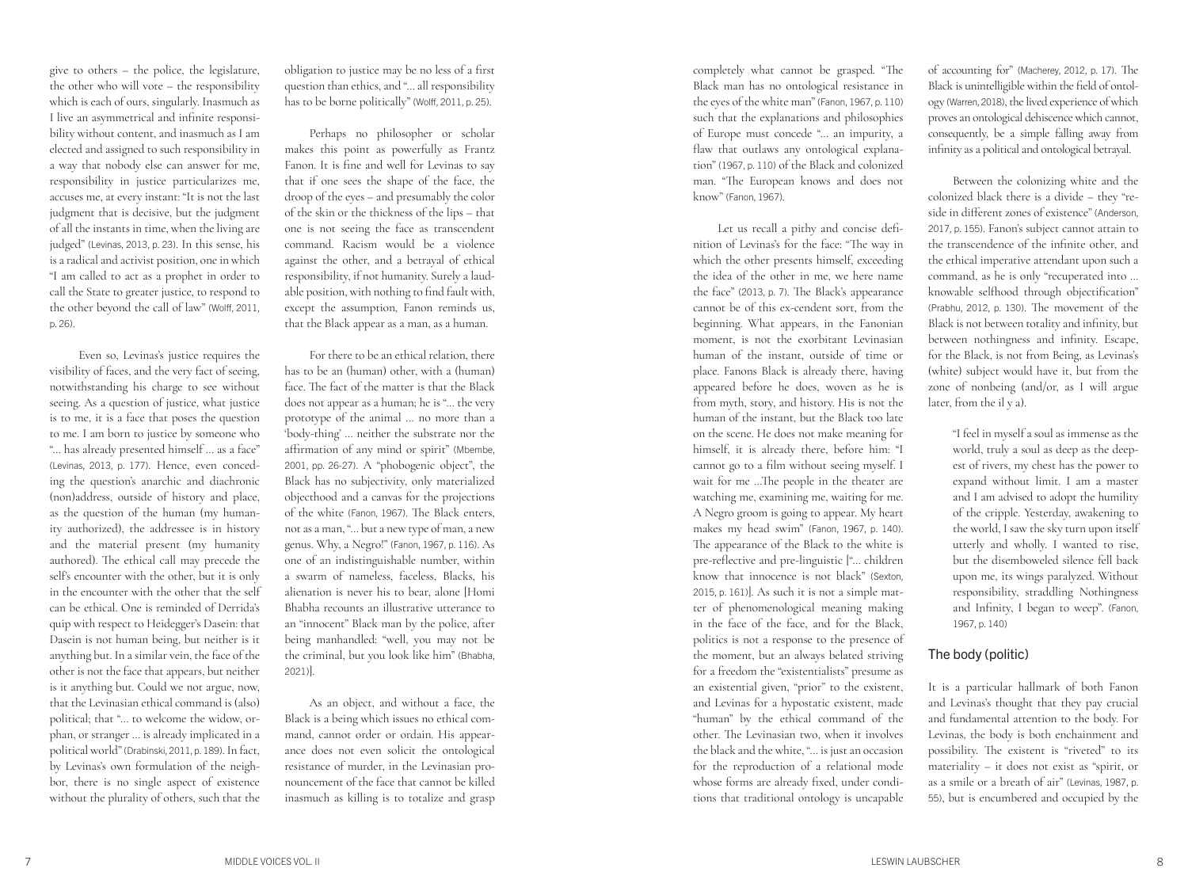give to others – the police, the legislature, the other who will vote – the responsibility which is each of ours, singularly. Inasmuch as I live an asymmetrical and infinite responsibility without content, and inasmuch as I am elected and assigned to such responsibility in a way that nobody else can answer for me, responsibility in justice particularizes me, accuses me, at every instant: "It is not the last judgment that is decisive, but the judgment of all the instants in time, when the living are judged" (Levinas, 2013, p. 23). In this sense, his is a radical and activist position, one in which "I am called to act as a prophet in order to call the State to greater justice, to respond to the other beyond the call of law" (Wolff, 2011, p. 26).

Even so, Levinas's justice requires the visibility of faces, and the very fact of seeing, notwithstanding his charge to see without seeing. As a question of justice, what justice is to me, it is a face that poses the question to me. I am born to justice by someone who "... has already presented himself ... as a face" (Levinas, 2013, p. 177). Hence, even conceding the question's anarchic and diachronic (non)address, outside of history and place, as the question of the human (my humanity authorized), the addressee is in history and the material present (my humanity authored). The ethical call may precede the self's encounter with the other, but it is only in the encounter with the other that the self can be ethical. One is reminded of Derrida's quip with respect to Heidegger's Dasein: that Dasein is not human being, but neither is it anything but. In a similar vein, the face of the other is not the face that appears, but neither is it anything but. Could we not argue, now, that the Levinasian ethical command is (also) political; that "... to welcome the widow, orphan, or stranger ... is already implicated in a political world" (Drabinski, 2011, p. 189). In fact, by Levinas's own formulation of the neighbor, there is no single aspect of existence without the plurality of others, such that the obligation to justice may be no less of a first question than ethics, and "... all responsibility has to be borne politically" (Wolff, 2011, p. 25).

Perhaps no philosopher or scholar makes this point as powerfully as Frantz Fanon. It is fine and well for Levinas to say that if one sees the shape of the face, the droop of the eyes – and presumably the color of the skin or the thickness of the lips – that one is not seeing the face as transcendent command. Racism would be a violence against the other, and a betrayal of ethical responsibility, if not humanity. Surely a laudable position, with nothing to find fault with, except the assumption, Fanon reminds us, that the Black appear as a man, as a human.

For there to be an ethical relation, there has to be an (human) other, with a (human) face. The fact of the matter is that the Black does not appear as a human; he is "... the very prototype of the animal ... no more than a 'body-thing' ... neither the substrate nor the affirmation of any mind or spirit" (Mbembe, 2001, pp. 26-27). A "phobogenic object", the Black has no subjectivity, only materialized objecthood and a canvas for the projections of the white (Fanon, 1967). The Black enters, not as a man, "... but a new type of man, a new genus. Why, a Negro!" (Fanon, 1967, p. 116). As one of an indistinguishable number, within a swarm of nameless, faceless, Blacks, his alienation is never his to bear, alone [Homi Bhabha recounts an illustrative utterance to an "innocent" Black man by the police, after being manhandled: "well, you may not be the criminal, but you look like him" (Bhabha, 2021)].

As an object, and without a face, the Black is a being which issues no ethical command, cannot order or ordain. His appearance does not even solicit the ontological resistance of murder, in the Levinasian pronouncement of the face that cannot be killed inasmuch as killing is to totalize and grasp completely what cannot be grasped. "The Black man has no ontological resistance in the eyes of the white man" (Fanon, 1967, p. 110) such that the explanations and philosophies of Europe must concede "... an impurity, a flaw that outlaws any ontological explanation" (1967, p. 110) of the Black and colonized man. "The European knows and does not know" (Fanon, 1967).

Let us recall a pithy and concise definition of Levinas's for the face: "The way in which the other presents himself, exceeding the idea of the other in me, we here name the face" (2013, p. 7). The Black's appearance cannot be of this ex-cendent sort, from the beginning. What appears, in the Fanonian moment, is not the exorbitant Levinasian human of the instant, outside of time or place. Fanons Black is already there, having appeared before he does, woven as he is from myth, story, and history. His is not the human of the instant, but the Black too late on the scene. He does not make meaning for himself, it is already there, before him: "I cannot go to a film without seeing myself. I wait for me ...The people in the theater are watching me, examining me, waiting for me. A Negro groom is going to appear. My heart makes my head swim" (Fanon, 1967, p. 140). The appearance of the Black to the white is pre-reflective and pre-linguistic ["... children know that innocence is not black" (Sexton, 2015, p. 161)]. As such it is not a simple matter of phenomenological meaning making in the face of the face, and for the Black, politics is not a response to the presence of the moment, but an always belated striving for a freedom the "existentialists" presume as an existential given, "prior" to the existent, and Levinas for a hypostatic existent, made "human" by the ethical command of the other. The Levinasian two, when it involves the black and the white, "... is just an occasion for the reproduction of a relational mode whose forms are already fixed, under conditions that traditional ontology is uncapable of accounting for" (Macherey, 2012, p. 17). The Black is unintelligible within the field of ontology (Warren, 2018), the lived experience of which proves an ontological dehiscence which cannot, consequently, be a simple falling away from infinity as a political and ontological betrayal.

Between the colonizing white and the colonized black there is a divide – they "reside in different zones of existence" (Anderson, 2017, p. 155). Fanon's subject cannot attain to the transcendence of the infinite other, and the ethical imperative attendant upon such a command, as he is only "recuperated into ... knowable selfhood through objectification" (Prabhu, 2012, p. 130). The movement of the Black is not between totality and infinity, but between nothingness and infinity. Escape, for the Black, is not from Being, as Levinas's (white) subject would have it, but from the zone of nonbeing (and/or, as I will argue later, from the il y a).

> "I feel in myself a soul as immense as the world, truly a soul as deep as the deepest of rivers, my chest has the power to expand without limit. I am a master and I am advised to adopt the humility of the cripple. Yesterday, awakening to the world, I saw the sky turn upon itself utterly and wholly. I wanted to rise, but the disemboweled silence fell back upon me, its wings paralyzed. Without responsibility, straddling Nothingness and Infinity, I began to weep". (Fanon, 1967, p. 140)

## The body (politic)

It is a particular hallmark of both Fanon and Levinas's thought that they pay crucial and fundamental attention to the body. For Levinas, the body is both enchainment and possibility. The existent is "riveted" to its materiality – it does not exist as "spirit, or as a smile or a breath of air" (Levinas, 1987, p. 55), but is encumbered and occupied by the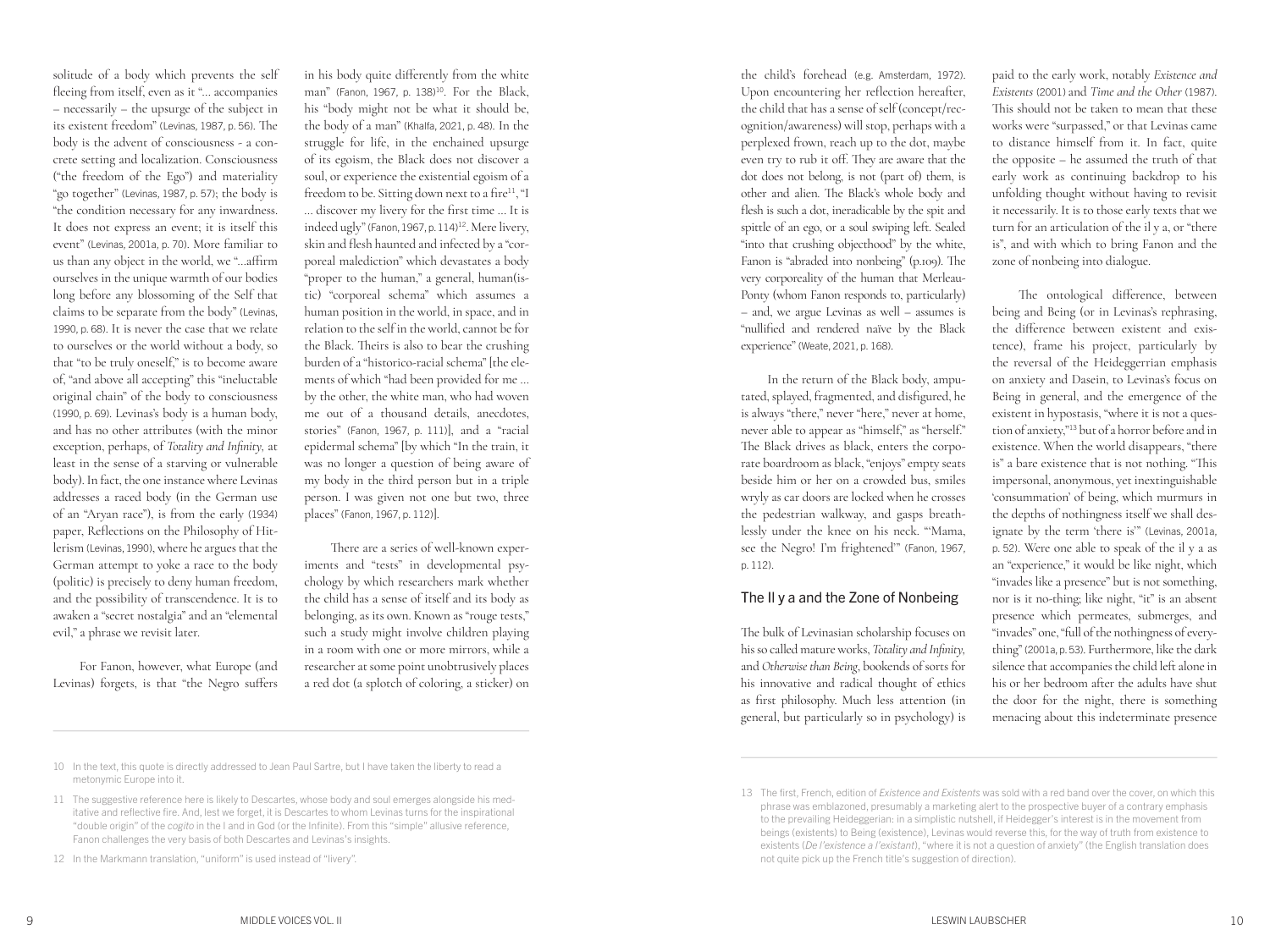solitude of a body which prevents the self fleeing from itself, even as it "... accompanies – necessarily – the upsurge of the subject in its existent freedom" (Levinas, 1987, p. 56). The body is the advent of consciousness - a concrete setting and localization. Consciousness ("the freedom of the Ego") and materiality "go together" (Levinas, 1987, p. 57); the body is "the condition necessary for any inwardness. It does not express an event; it is itself this event" (Levinas, 2001a, p. 70). More familiar to us than any object in the world, we "...affirm ourselves in the unique warmth of our bodies long before any blossoming of the Self that claims to be separate from the body" (Levinas, 1990, p. 68). It is never the case that we relate to ourselves or the world without a body, so that "to be truly oneself," is to become aware of, "and above all accepting" this "ineluctable original chain" of the body to consciousness (1990, p. 69). Levinas's body is a human body, and has no other attributes (with the minor exception, perhaps, of *Totality and Infinity*, at least in the sense of a starving or vulnerable body). In fact, the one instance where Levinas addresses a raced body (in the German use of an "Aryan race"), is from the early (1934) paper, Reflections on the Philosophy of Hitlerism (Levinas, 1990), where he argues that the German attempt to yoke a race to the body (politic) is precisely to deny human freedom, and the possibility of transcendence. It is to awaken a "secret nostalgia" and an "elemental evil," a phrase we revisit later.

For Fanon, however, what Europe (and Levinas) forgets, is that "the Negro suffers in his body quite differently from the white man" (Fanon, 1967, p. 138)[10]. For the Black, his "body might not be what it should be, the body of a man" (Khalfa, 2021, p. 48). In the struggle for life, in the enchained upsurge of its egoism, the Black does not discover a soul, or experience the existential egoism of a freedom to be. Sitting down next to a fire[11], "I ... discover my livery for the first time ... It is indeed ugly" (Fanon, 1967, p. 114)[12]. Mere livery, skin and flesh haunted and infected by a "corporeal malediction" which devastates a body "proper to the human," a general, human(istic) "corporeal schema" which assumes a human position in the world, in space, and in relation to the self in the world, cannot be for the Black. Theirs is also to bear the crushing burden of a "historico-racial schema" [the elements of which "had been provided for me ... by the other, the white man, who had woven me out of a thousand details, anecdotes, stories" (Fanon, 1967, p. 111)], and a "racial epidermal schema" [by which "In the train, it was no longer a question of being aware of my body in the third person but in a triple person. I was given not one but two, three places" (Fanon, 1967, p. 112)].

There are a series of well-known experiments and "tests" in developmental psychology by which researchers mark whether the child has a sense of itself and its body as belonging, as its own. Known as "rouge tests," such a study might involve children playing in a room with one or more mirrors, while a researcher at some point unobtrusively places a red dot (a splotch of coloring, a sticker) on the child's forehead (e.g. Amsterdam, 1972). Upon encountering her reflection hereafter, the child that has a sense of self (concept/recognition/awareness) will stop, perhaps with a perplexed frown, reach up to the dot, maybe even try to rub it off. They are aware that the dot does not belong, is not (part of) them, is other and alien. The Black's whole body and flesh is such a dot, ineradicable by the spit and spittle of an ego, or a soul swiping left. Sealed "into that crushing objecthood" by the white, Fanon is "abraded into nonbeing" (p.109). The very corporeality of the human that Merleau-Ponty (whom Fanon responds to, particularly) – and, we argue Levinas as well – assumes is "nullified and rendered naïve by the Black experience" (Weate, 2021, p. 168).

In the return of the Black body, amputated, splayed, fragmented, and disfigured, he is always "there," never "here," never at home, never able to appear as "himself," as "herself." The Black drives as black, enters the corporate boardroom as black, "enjoys" empty seats beside him or her on a crowded bus, smiles wryly as car doors are locked when he crosses the pedestrian walkway, and gasps breathlessly under the knee on his neck. "'Mama, see the Negro! I'm frightened'" (Fanon, 1967, p. 112).

## The Il y a and the Zone of Nonbeing

The bulk of Levinasian scholarship focuses on his so called mature works, *Totality and Infinity*, and *Otherwise than Being*, bookends of sorts for his innovative and radical thought of ethics as first philosophy. Much less attention (in general, but particularly so in psychology) is paid to the early work, notably *Existence and Existents* (2001) and *Time and the Other* (1987). This should not be taken to mean that these works were "surpassed," or that Levinas came to distance himself from it. In fact, quite the opposite – he assumed the truth of that early work as continuing backdrop to his unfolding thought without having to revisit it necessarily. It is to those early texts that we turn for an articulation of the il y a, or "there is", and with which to bring Fanon and the zone of nonbeing into dialogue.

The ontological difference, between being and Being (or in Levinas's rephrasing, the difference between existent and existence), frame his project, particularly by the reversal of the Heideggerrian emphasis on anxiety and Dasein, to Levinas's focus on Being in general, and the emergence of the existent in hypostasis, "where it is not a question of anxiety,"[13] but of a horror before and in existence. When the world disappears, "there is" a bare existence that is not nothing. "This impersonal, anonymous, yet inextinguishable 'consummation' of being, which murmurs in the depths of nothingness itself we shall designate by the term 'there is'" (Levinas, 2001a, p. 52). Were one able to speak of the il y a as an "experience," it would be like night, which "invades like a presence" but is not something, nor is it no-thing; like night, "it" is an absent presence which permeates, submerges, and "invades" one, "full of the nothingness of everything" (2001a, p. 53). Furthermore, like the dark silence that accompanies the child left alone in his or her bedroom after the adults have shut the door for the night, there is something menacing about this indeterminate presence

---

10 In the text, this quote is directly addressed to Jean Paul Sartre, but I have taken the liberty to read a metonymic Europe into it.

11 The suggestive reference here is likely to Descartes, whose body and soul emerges alongside his meditative and reflective fire. And, lest we forget, it is Descartes to whom Levinas turns for the inspirational "double origin" of the *cogito* in the I and in God (or the Infinite). From this "simple" allusive reference, Fanon challenges the very basis of both Descartes and Levinas's insights.

12 In the Markmann translation, "uniform" is used instead of "livery".

13 The first, French, edition of *Existence and Existents* was sold with a red band over the cover, on which this phrase was emblazoned, presumably a marketing alert to the prospective buyer of a contrary emphasis to the prevailing Heideggerian: in a simplistic nutshell, if Heidegger's interest is in the movement from beings (existents) to Being (existence), Levinas would reverse this, for the way of truth from existence to existents (*De l'existence a l'existant*), "where it is not a question of anxiety" (the English translation does not quite pick up the French title's suggestion of direction).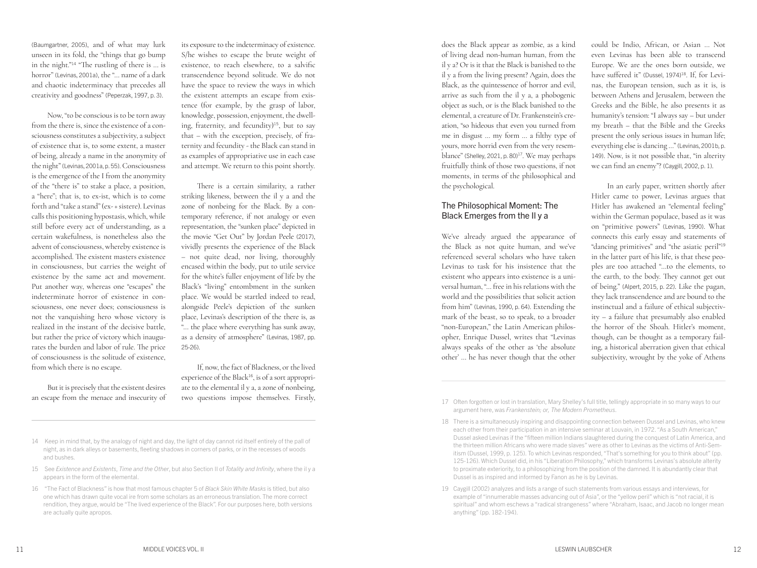(Baumgartner, 2005), and of what may lurk unseen in its fold, the "things that go bump in the night."[14] "The rustling of there is … is horror" (Levinas, 2001a), the "… name of a dark and chaotic indeterminacy that precedes all creativity and goodness" (Peperzak, 1997, p. 3).

Now, "to be conscious is to be torn away from the there is, since the existence of a consciousness constitutes a subjectivity, a subject of existence that is, to some extent, a master of being, already a name in the anonymity of the night" (Levinas, 2001a, p. 55). Consciousness is the emergence of the I from the anonymity of the "there is" to stake a place, a position, a "here"; that is, to ex-ist, which is to come forth and "take a stand" (ex- + sistere). Levinas calls this positioning hypostasis, which, while still before every act of understanding, as a certain wakefulness, is nonetheless also the advent of consciousness, whereby existence is accomplished. The existent masters existence in consciousness, but carries the weight of existence by the same act and movement. Put another way, whereas one "escapes" the indeterminate horror of existence in consciousness, one never does; consciousness is not the vanquishing hero whose victory is realized in the instant of the decisive battle, but rather the price of victory which inaugurates the burden and labor of rule. The price of consciousness is the solitude of existence, from which there is no escape.

But it is precisely that the existent desires an escape from the menace and insecurity of its exposure to the indeterminacy of existence. S/he wishes to escape the brute weight of existence, to reach elsewhere, to a salvific transcendence beyond solitude. We do not have the space to review the ways in which the existent attempts an escape from existence (for example, by the grasp of labor, knowledge, possession, enjoyment, the dwelling, fraternity, and fecundity)[15], but to say that – with the exception, precisely, of fraternity and fecundity - the Black can stand in as examples of appropriative use in each case and attempt. We return to this point shortly.

There is a certain similarity, a rather striking likeness, between the il y a and the zone of nonbeing for the Black. By a contemporary reference, if not analogy or even representation, the "sunken place" depicted in the movie "Get Out" by Jordan Peele (2017), vividly presents the experience of the Black – not quite dead, nor living, thoroughly encased within the body, put to utile service for the white's fuller enjoyment of life by the Black's "living" entombment in the sunken place. We would be startled indeed to read, alongside Peele's depiction of the sunken place, Levinas's description of the there is, as "… the place where everything has sunk away, as a density of atmosphere" (Levinas, 1987, pp. 25-26).

If, now, the fact of Blackness, or the lived experience of the Black[16], is of a sort appropriate to the elemental il y a, a zone of nonbeing, two questions impose themselves. Firstly, does the Black appear as zombie, as a kind of living dead non-human human, from the il y a? Or is it that the Black is banished to the il y a from the living present? Again, does the Black, as the quintessence of horror and evil, arrive as such from the il y a, a phobogenic object as such, or is the Black banished to the elemental, a creature of Dr. Frankenstein's creation, "so hideous that even you turned from me in disgust … my form … a filthy type of yours, more horrid even from the very resemblance" (Shelley, 2021, p. 80)[17]. We may perhaps fruitfully think of those two questions, if not moments, in terms of the philosophical and the psychological.

## The Philosophical Moment: The Black Emerges from the Il y a

We've already argued the appearance of the Black as not quite human, and we've referenced several scholars who have taken Levinas to task for his insistence that the existent who appears into existence is a universal human, "… free in his relations with the world and the possibilities that solicit action from him" (Levinas, 1990, p. 64). Extending the mark of the beast, so to speak, to a broader "non-European," the Latin American philosopher, Enrique Dussel, writes that "Levinas always speaks of the other as 'the absolute other' … he has never though that the other could be Indio, African, or Asian … Not even Levinas has been able to transcend Europe. We are the ones born outside, we have suffered it" (Dussel, 1974)[18]. If, for Levinas, the European tension, such as it is, is between Athens and Jerusalem, between the Greeks and the Bible, he also presents it as humanity's tension: "I always say – but under my breath – that the Bible and the Greeks present the only serious issues in human life; everything else is dancing …" (Levinas, 2001b, p. 149). Now, is it not possible that, "in alterity we can find an enemy"? (Caygill, 2002, p. 1).

In an early paper, written shortly after Hitler came to power, Levinas argues that Hitler has awakened an "elemental feeling" within the German populace, based as it was on "primitive powers" (Levinas, 1990). What connects this early essay and statements of "dancing primitives" and "the asiatic peril"[19] in the latter part of his life, is that these peoples are too attached "…to the elements, to the earth, to the body. They cannot get out of being." (Alpert, 2015, p. 22). Like the pagan, they lack transcendence and are bound to the instinctual and a failure of ethical subjectivity – a failure that presumably also enabled the horror of the Shoah. Hitler's moment, though, can be thought as a temporary failing, a historical aberration given that ethical subjectivity, wrought by the yoke of Athens

---

14 Keep in mind that, by the analogy of night and day, the light of day cannot rid itself entirely of the pall of night, as in dark alleys or basements, fleeting shadows in corners of parks, or in the recesses of woods and bushes.

15 See *Existence and Existents*, *Time and the Other*, but also Section II of *Totality and Infinity*, where the il y a appears in the form of the elemental.

16 "The Fact of Blackness" is how that most famous chapter 5 of *Black Skin White Masks* is titled, but also one which has drawn quite vocal ire from some scholars as an erroneous translation. The more correct rendition, they argue, would be "The lived experience of the Black". For our purposes here, both versions are actually quite apropos.

17 Often forgotten or lost in translation, Mary Shelley's full title, tellingly appropriate in so many ways to our argument here, was *Frankenstein; or, The Modern Prometheus*.

18 There is a simultaneously inspiring and disappointing connection between Dussel and Levinas, who knew each other from their participation in an intensive seminar at Louvain, in 1972. "As a South American," Dussel asked Levinas if the "fifteen million Indians slaughtered during the conquest of Latin America, and the thirteen million Africans who were made slaves" were as other to Levinas as the victims of Anti-Semitism (Dussel, 1999, p. 125). To which Levinas responded, "That's something for you to think about" (pp. 125-126). Which Dussel did, in his "Liberation Philosophy," which transforms Levinas's absolute alterity to proximate exteriority, to a philosophizing from the position of the damned. It is abundantly clear that Dussel is as inspired and informed by Fanon as he is by Levinas.

19 Caygill (2002) analyzes and lists a range of such statements from various essays and interviews, for example of "innumerable masses advancing out of Asia", or the "yellow peril" which is "not racial, it is spiritual" and whom eschews a "radical strangeness" where "Abraham, Isaac, and Jacob no longer mean anything" (pp. 182-194).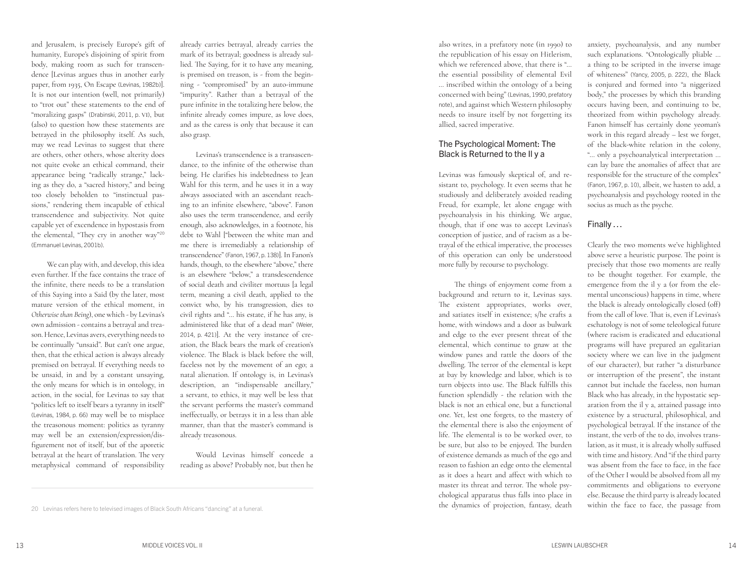and Jerusalem, is precisely Europe's gift of humanity, Europe's disjoining of spirit from body, making room as such for transcendence [Levinas argues thus in another early paper, from 1935, On Escape (Levinas, 1982b)]. It is not our intention (well, not primarily) to "trot out" these statements to the end of "moralizing gasps" (Drabinski, 2011, p. VI), but (also) to question how these statements are betrayed in the philosophy itself. As such, may we read Levinas to suggest that there are others, other others, whose alterity does not quite evoke an ethical command, their appearance being "radically strange," lacking as they do, a "sacred history," and being too closely beholden to "instinctual passions," rendering them incapable of ethical transcendence and subjectivity. Not quite capable yet of excendence in hypostasis from the elemental, "They cry in another way"[20] (Emmanuel Levinas, 2001b).

We can play with, and develop, this idea even further. If the face contains the trace of the infinite, there needs to be a translation of this Saying into a Said (by the later, most mature version of the ethical moment, in *Otherwise than Being*), one which - by Levinas's own admission - contains a betrayal and treason. Hence, Levinas avers, everything needs to be continually "unsaid". But can't one argue, then, that the ethical action is always already premised on betrayal. If everything needs to be unsaid, in and by a constant unsaying, the only means for which is in ontology, in action, in the social, for Levinas to say that "politics left to itself bears a tyranny in itself" (Levinas, 1984, p. 66) may well be to misplace the treasonous moment: politics as tyranny may well be an extension/expression/disfigurement not of itself, but of the aporetic betrayal at the heart of translation. The very metaphysical command of responsibility already carries betrayal, already carries the mark of its betrayal; goodness is already sullied. The Saying, for it to have any meaning, is premised on treason, is - from the beginning - "compromised" by an auto-immune "impurity". Rather than a betrayal of the pure infinite in the totalizing here below, the infinite already comes impure, as love does, and as the caress is only that because it can also grasp.

Levinas's transcendence is a transascendance, to the infinite of the otherwise than being. He clarifies his indebtedness to Jean Wahl for this term, and he uses it in a way always associated with an ascendant reaching to an infinite elsewhere, "above". Fanon also uses the term transcendence, and eerily enough, also acknowledges, in a footnote, his debt to Wahl ["between the white man and me there is irremediably a relationship of transcendence" (Fanon, 1967, p. 138)]. In Fanon's hands, though, to the elsewhere "above," there is an elsewhere "below," a transdescendence of social death and civiliter mortuus [a legal term, meaning a civil death, applied to the convict who, by his transgression, dies to civil rights and "… his estate, if he has any, is administered like that of a dead man" (Weier, 2014, p. 421)]. At the very instance of creation, the Black bears the mark of creation's violence. The Black is black before the will, faceless not by the movement of an ego; a natal alienation. If ontology is, in Levinas's description, an "indispensable ancillary," a servant, to ethics, it may well be less that the servant performs the master's command ineffectually, or betrays it in a less than able manner, than that the master's command is already treasonous.

Would Levinas himself concede a reading as above? Probably not, but then he also writes, in a prefatory note (in 1990) to the republication of his essay on Hitlerism, which we referenced above, that there is "… the essential possibility of elemental Evil … inscribed within the ontology of a being concerned with being" (Levinas, 1990, prefatory note), and against which Western philosophy needs to insure itself by not forgetting its allied, sacred imperative.

## The Psychological Moment: The Black is Returned to the Il y a

Levinas was famously skeptical of, and resistant to, psychology. It even seems that he studiously and deliberately avoided reading Freud, for example, let alone engage with psychoanalysis in his thinking. We argue, though, that if one was to accept Levinas's conception of justice, and of racism as a betrayal of the ethical imperative, the processes of this operation can only be understood more fully by recourse to psychology.

The things of enjoyment come from a background and return to it, Levinas says. The existent appropriates, works over, and satiates itself in existence; s/he crafts a home, with windows and a door as bulwark and edge to the ever present threat of the elemental, which continue to gnaw at the window panes and rattle the doors of the dwelling. The terror of the elemental is kept at bay by knowledge and labor, which is to turn objects into use. The Black fulfills this function splendidly - the relation with the black is not an ethical one, but a functional one. Yet, lest one forgets, to the mastery of the elemental there is also the enjoyment of life. The elemental is to be worked over, to be sure, but also to be enjoyed. The burden of existence demands as much of the ego and reason to fashion an edge onto the elemental as it does a heart and affect with which to master its threat and terror. The whole psychological apparatus thus falls into place in the dynamics of projection, fantasy, death anxiety, psychoanalysis, and any number such explanations. "Ontologically pliable … a thing to be scripted in the inverse image of whiteness" (Yancy, 2005, p. 222), the Black is conjured and formed into "a niggerized body," the processes by which this branding occurs having been, and continuing to be, theorized from within psychology already. Fanon himself has certainly done yeoman's work in this regard already – lest we forget, of the black-white relation in the colony, "… only a psychoanalytical interpretation … can lay bare the anomalies of affect that are responsible for the structure of the complex" (Fanon, 1967, p. 10), albeit, we hasten to add, a psychoanalysis and psychology rooted in the socius as much as the psyche.

## Finally …

Clearly the two moments we've highlighted above serve a heuristic purpose. The point is precisely that those two moments are really to be thought together. For example, the emergence from the il y a (or from the elemental unconscious) happens in time, where the black is already ontologically closed (off) from the call of love. That is, even if Levinas's eschatology is not of some teleological future (where racism is eradicated and educational programs will have prepared an egalitarian society where we can live in the judgment of our character), but rather "a disturbance or interruption of the present", the instant cannot but include the faceless, non human Black who has already, in the hypostatic separation from the il y a, attained passage into existence by a structural, philosophical, and psychological betrayal. If the instance of the instant, the verb of the to do, involves translation, as it must, it is already wholly suffused with time and history. And "if the third party was absent from the face to face, in the face of the Other I would be absolved from all my commitments and obligations to everyone else. Because the third party is already located within the face to face, the passage from

20 Levinas refers here to televised images of Black South Africans "dancing" at a funeral.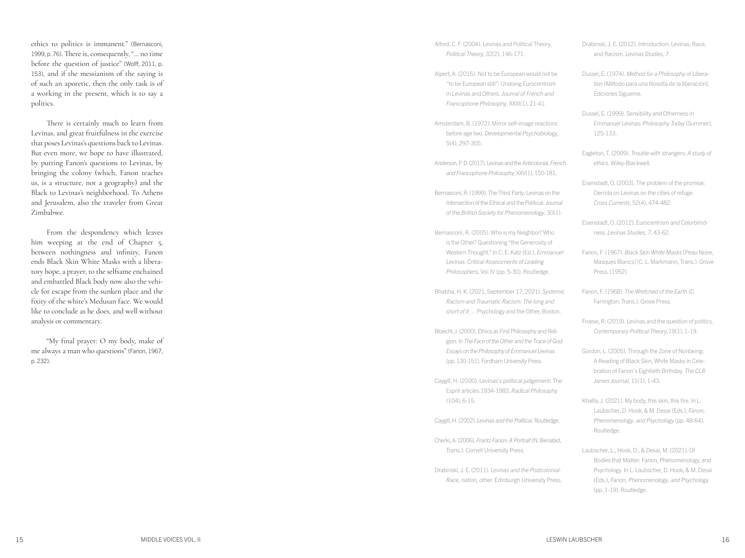ethics to politics is immanent." (Bernasconi, 1999, p. 76). There is, consequently, "... no time before the question of justice" (Wolff, 2011, p. 153), and if the messianism of the saying is of such an aporetic, then the only task is of a working in the present, which is to say a politics.

There is certainly much to learn from Levinas, and great fruitfulness in the exercise that poses Levinas's questions back to Levinas. But even more, we hope to have illustrated, by putting Fanon's questions to Levinas, by bringing the colony (which, Fanon teaches us, is a structure, not a geography) and the Black to Levinas's neighborhood. To Athens and Jerusalem, also the traveler from Great Zimbabwe.

From the despondency which leaves him weeping at the end of Chapter 5, between nothingness and infinity, Fanon ends Black Skin White Masks with a liberatory hope, a prayer, to the selfsame enchained and embattled Black body now also the vehicle for escape from the sunken place and the fixity of the white's Medusan face. We would like to conclude as he does, and well without analysis or commentary.

"My final prayer: O my body, make of me always a man who questions" (Fanon, 1967, p. 232).

Alford, C. F. (2004). Levinas and Political Theory. *Political Theory*, 32(2), 146-171.

Alpert, A. (2015). Not to be European would not be "to be European still": Undoing Eurocentrism in Levinas and Others. *Journal of French and Francophone Philosophy*, XXIII(1), 21-41.

Amsterdam, B. (1972). Mirror self-image reactions before age two. *Developmental Psychobiology*, 5(4), 297-305.

Anderson, P. D. (2017). Levinas and the Anticolonial. *French and Francophone Philosophy*, XXV(1), 150-181.

Bernasconi, R. (1999). The Third Party: Levinas on the Intersection of the Ethical and the Political. *Journal of the British Society for Phenomenology*, 30(1).

Bernasconi, R. (2005). Who is my Neighbor? Who is the Other? Questioning "the Generosity of Western Thought." In C. E. Katz (Ed.), *Emmanuel Levinas: Critical Assessments of Leading Philosophers*, Vol. IV (pp. 5-30). Routledge.

Bhabha, H. K. (2021, September 17, 2021). *Systemic Racism and Traumatic Racism: The long and short of it …* Psychology and the Other, Boston.

Bloechl, J. (2000). Ethics as First Philosophy and Religion. In *The Face of the Other and the Trace of God: Essays on the Philosophy of Emmanuel Levinas* (pp. 130-151). Fordham University Press.

Caygill, H. (2000). Levinas's political judgement: The Esprit articles 1934-1983. *Radical Philosophy* (104), 6-15.

Caygill, H. (2002). *Levinas and the Political*. Routledge.

Cherki, A. (2006). *Frantz Fanon: A Portrait* (N. Benabid, Trans.). Cornell University Press.

Drabinski, J. E. (2011). *Levinas and the Postcolonial: Race, nation, other*. Edinburgh University Press.

Drabinski, J. E. (2012). Introduction: Levinas, Race, and Racism. *Levinas Studies*, 7.

Dussel, E. (1974). *Method for a Philosophy of Liberation* [Método para una filosofía de la liberación]. Ediciones Sigueme.

Dussel, E. (1999). Sensibility and Otherness in Emmanuel Levinas. *Philosophy Today* (Summer), 125-133.

Eagleton, T. (2009). *Trouble with strangers: A study of ethics*. Wiley-Blackwell.

Eisenstadt, O. (2003). The problem of the promise: Derrida on Levinas on the cities of refuge. *Cross Currents*, 52(4), 474-482.

Eisenstadt, O. (2012). Eurocentrism and Colorblindness. *Levinas Studies*, 7, 43-62.

Fanon, F. (1967). *Black Skin White Masks* [Peau Noire, Masques Blancs] (C. L. Markmann, Trans.). Grove Press. (1952)

Fanon, F. (1968). *The Wretched of the Earth* (C. Farrington, Trans.). Grove Press.

Froese, R. (2019). Levinas and the question of politics. *Contemporary Political Theory*, 19(1), 1-19.

Gordon, L. (2005). Through the Zone of Nonbeing: A Reading of Black Skin, White Masks in Celebration of Fanon's Eightieth Birthday. *The CLR James Journal*, 11(1), 1-43.

Khalfa, J. (2021). My body, this skin, this fire. In L. Laubscher, D. Hook, & M. Desai (Eds.), *Fanon, Phenomenology, and Psychology* (pp. 48-64). Routledge.

Laubscher, L., Hook, D., & Desai, M. (2021). Of Bodies that Matter: Fanon, Phenomenology, and Psychology. In L. Laubscher, D. Hook, & M. Desai (Eds.), *Fanon, Phenomenology, and Psychology* (pp. 1-19). Routledge.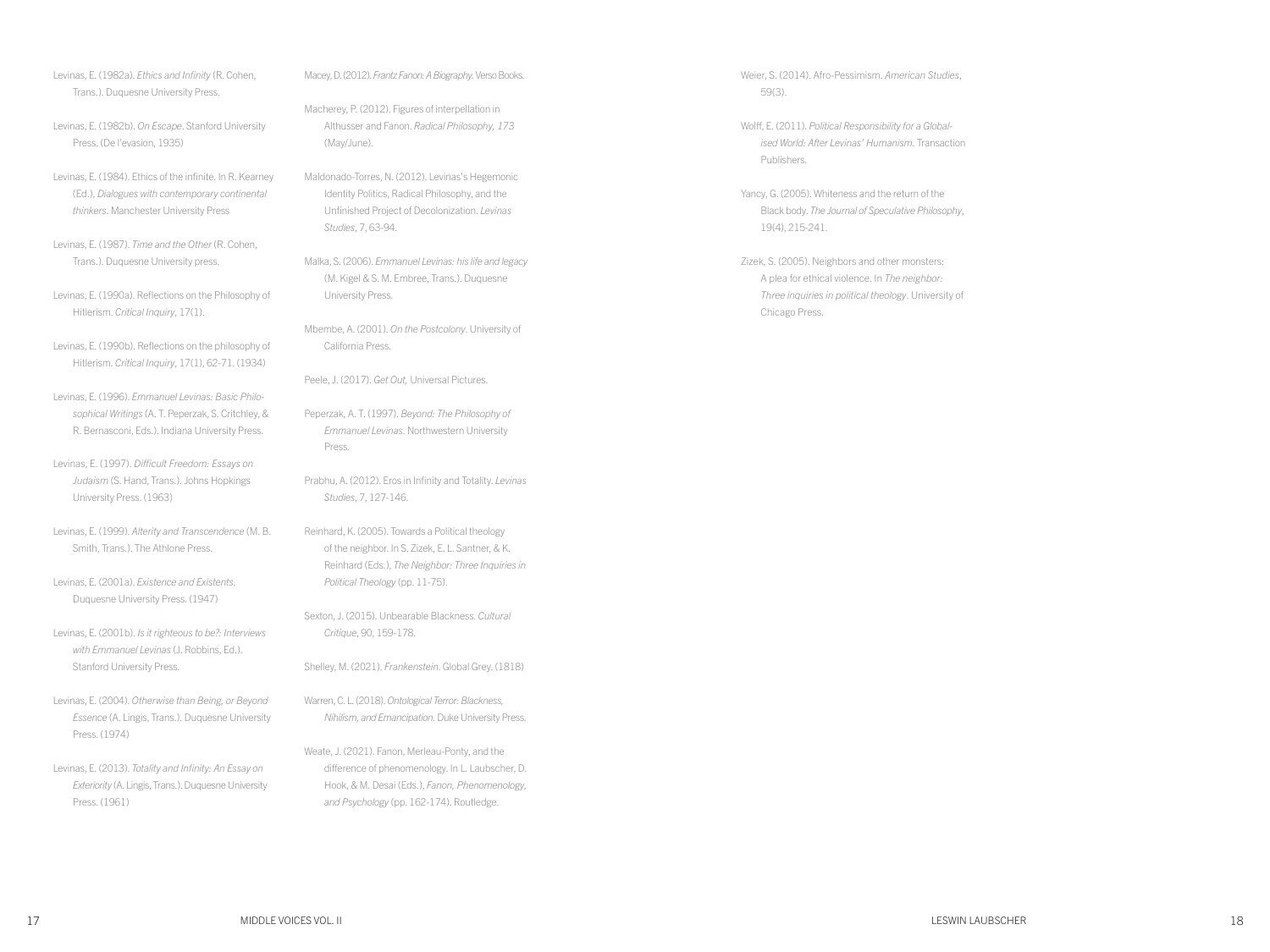Levinas, E. (1982a). *Ethics and Infinity* (R. Cohen, Trans.). Duquesne University Press.

Levinas, E. (1982b). *On Escape*. Stanford University Press. (De l'evasion, 1935)

Levinas, E. (1984). Ethics of the infinite. In R. Kearney (Ed.), *Dialogues with contemporary continental thinkers*. Manchester University Press

Levinas, E. (1987). *Time and the Other* (R. Cohen, Trans.). Duquesne University press.

Levinas, E. (1990a). Reflections on the Philosophy of Hitlerism. *Critical Inquiry*, 17(1).

Levinas, E. (1990b). Reflections on the philosophy of Hitlerism. *Critical Inquiry*, 17(1), 62-71. (1934)

Levinas, E. (1996). *Emmanuel Levinas: Basic Philosophical Writings* (A. T. Peperzak, S. Critchley, & R. Bernasconi, Eds.). Indiana University Press.

Levinas, E. (1997). *Difficult Freedom: Essays on Judaism* (S. Hand, Trans.). Johns Hopkings University Press. (1963)

Levinas, E. (1999). *Alterity and Transcendence* (M. B. Smith, Trans.). The Athlone Press.

Levinas, E. (2001a). *Existence and Existents*. Duquesne University Press. (1947)

Levinas, E. (2001b). *Is it righteous to be?: Interviews with Emmanuel Levinas* (J. Robbins, Ed.). Stanford University Press.

Levinas, E. (2004). *Otherwise than Being, or Beyond Essence* (A. Lingis, Trans.). Duquesne University Press. (1974)

Levinas, E. (2013). *Totality and Infinity: An Essay on Exteriority* (A. Lingis, Trans.). Duquesne University Press. (1961)

Macey, D. (2012). *Frantz Fanon: A Biography*. Verso Books.

Macherey, P. (2012). Figures of interpellation in Althusser and Fanon. *Radical Philosophy, 173* (May/June).

Maldonado-Torres, N. (2012). Levinas's Hegemonic Identity Politics, Radical Philosophy, and the Unfinished Project of Decolonization. *Levinas Studies*, 7, 63-94.

Malka, S. (2006). *Emmanuel Levinas: his life and legacy* (M. Kigel & S. M. Embree, Trans.). Duquesne University Press.

Mbembe, A. (2001). *On the Postcolony*. University of California Press.

Peele, J. (2017). *Get Out,* Universal Pictures.

Peperzak, A. T. (1997). *Beyond: The Philosophy of Emmanuel Levinas*. Northwestern University Press.

Prabhu, A. (2012). Eros in Infinity and Totality. *Levinas Studies*, 7, 127-146.

Reinhard, K. (2005). Towards a Political theology of the neighbor. In S. Zizek, E. L. Santner, & K. Reinhard (Eds.), *The Neighbor: Three Inquiries in Political Theology* (pp. 11-75).

Sexton, J. (2015). Unbearable Blackness. *Cultural Critique*, 90, 159-178.

Shelley, M. (2021). *Frankenstein*. Global Grey. (1818)

Warren, C. L. (2018). *Ontological Terror: Blackness, Nihilism, and Emancipation.* Duke University Press.

Weate, J. (2021). Fanon, Merleau-Ponty, and the difference of phenomenology. In L. Laubscher, D. Hook, & M. Desai (Eds.), *Fanon, Phenomenology, and Psychology* (pp. 162-174). Routledge.

Weier, S. (2014). Afro-Pessimism. *American Studies*, 59(3).

Wolff, E. (2011). *Political Responsibility for a Globalised World: After Levinas' Humanism*. Transaction Publishers.

Yancy, G. (2005). Whiteness and the return of the Black body. *The Journal of Speculative Philosophy*, 19(4), 215-241.

Zizek, S. (2005). Neighbors and other monsters: A plea for ethical violence. In *The neighbor: Three inquiries in political theology*. University of Chicago Press.